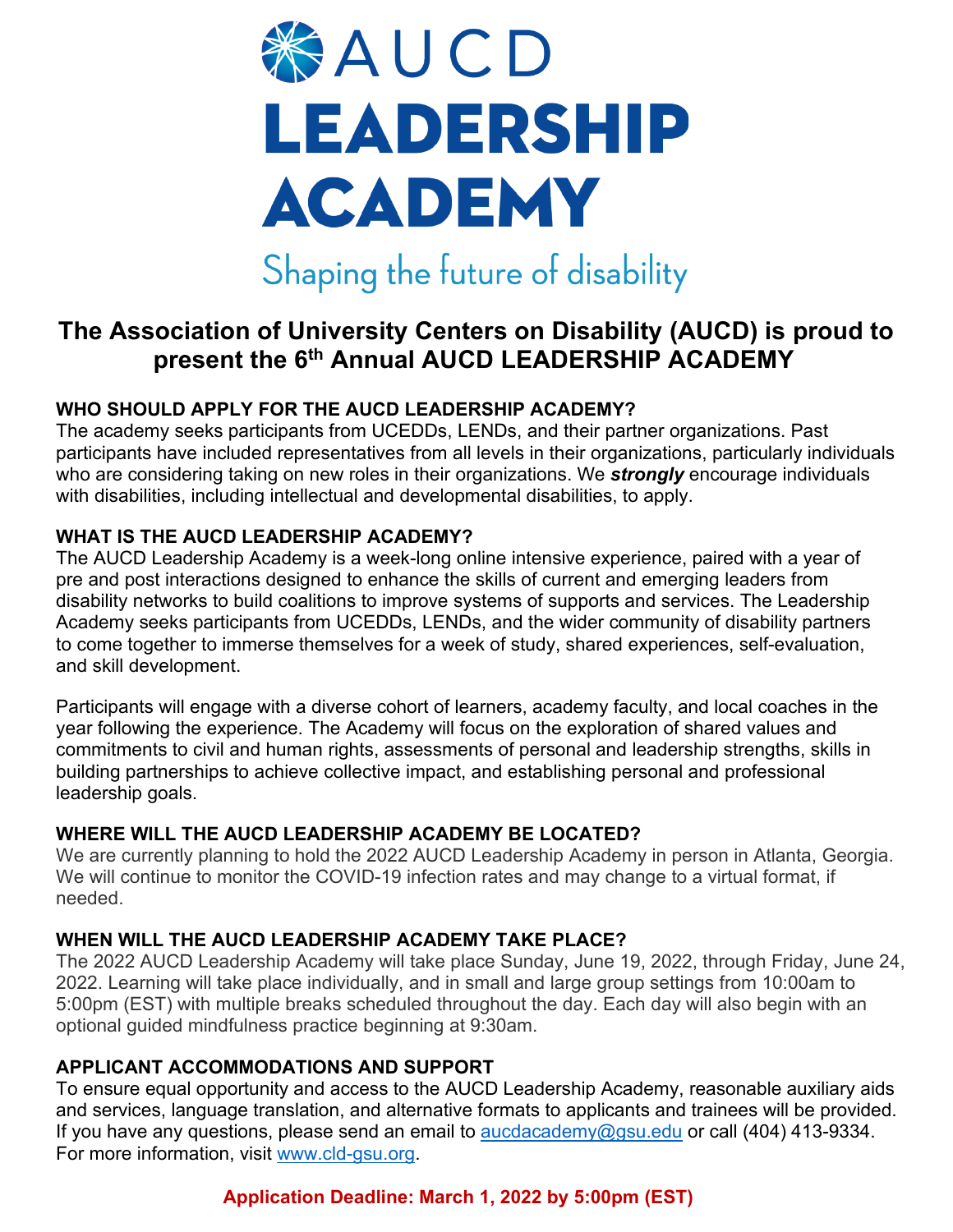# AUCD LEADERSHIP ACADEMY

Shaping the future of disability

## The Association of University Centers on Disability (AUCD) is proud to present the 6th Annual AUCD LEADERSHIP ACADEMY

### WHO SHOULD APPLY FOR THE AUCD LEADERSHIP ACADEMY?

The academy seeks participants from UCEDDs, LENDs, and their partner organizations. Past participants have included representatives from all levels in their organizations, particularly individuals who are considering taking on new roles in their organizations. We ***strongly*** encourage individuals with disabilities, including intellectual and developmental disabilities, to apply.

### WHAT IS THE AUCD LEADERSHIP ACADEMY?

The AUCD Leadership Academy is a week-long online intensive experience, paired with a year of pre and post interactions designed to enhance the skills of current and emerging leaders from disability networks to build coalitions to improve systems of supports and services. The Leadership Academy seeks participants from UCEDDs, LENDs, and the wider community of disability partners to come together to immerse themselves for a week of study, shared experiences, self-evaluation, and skill development.

Participants will engage with a diverse cohort of learners, academy faculty, and local coaches in the year following the experience. The Academy will focus on the exploration of shared values and commitments to civil and human rights, assessments of personal and leadership strengths, skills in building partnerships to achieve collective impact, and establishing personal and professional leadership goals.

### WHERE WILL THE AUCD LEADERSHIP ACADEMY BE LOCATED?

We are currently planning to hold the 2022 AUCD Leadership Academy in person in Atlanta, Georgia. We will continue to monitor the COVID-19 infection rates and may change to a virtual format, if needed.

### WHEN WILL THE AUCD LEADERSHIP ACADEMY TAKE PLACE?

The 2022 AUCD Leadership Academy will take place Sunday, June 19, 2022, through Friday, June 24, 2022. Learning will take place individually, and in small and large group settings from 10:00am to 5:00pm (EST) with multiple breaks scheduled throughout the day. Each day will also begin with an optional guided mindfulness practice beginning at 9:30am.

### APPLICANT ACCOMMODATIONS AND SUPPORT

To ensure equal opportunity and access to the AUCD Leadership Academy, reasonable auxiliary aids and services, language translation, and alternative formats to applicants and trainees will be provided. If you have any questions, please send an email to aucdacademy@gsu.edu or call (404) 413-9334. For more information, visit www.cld-gsu.org.

**Application Deadline: March 1, 2022 by 5:00pm (EST)**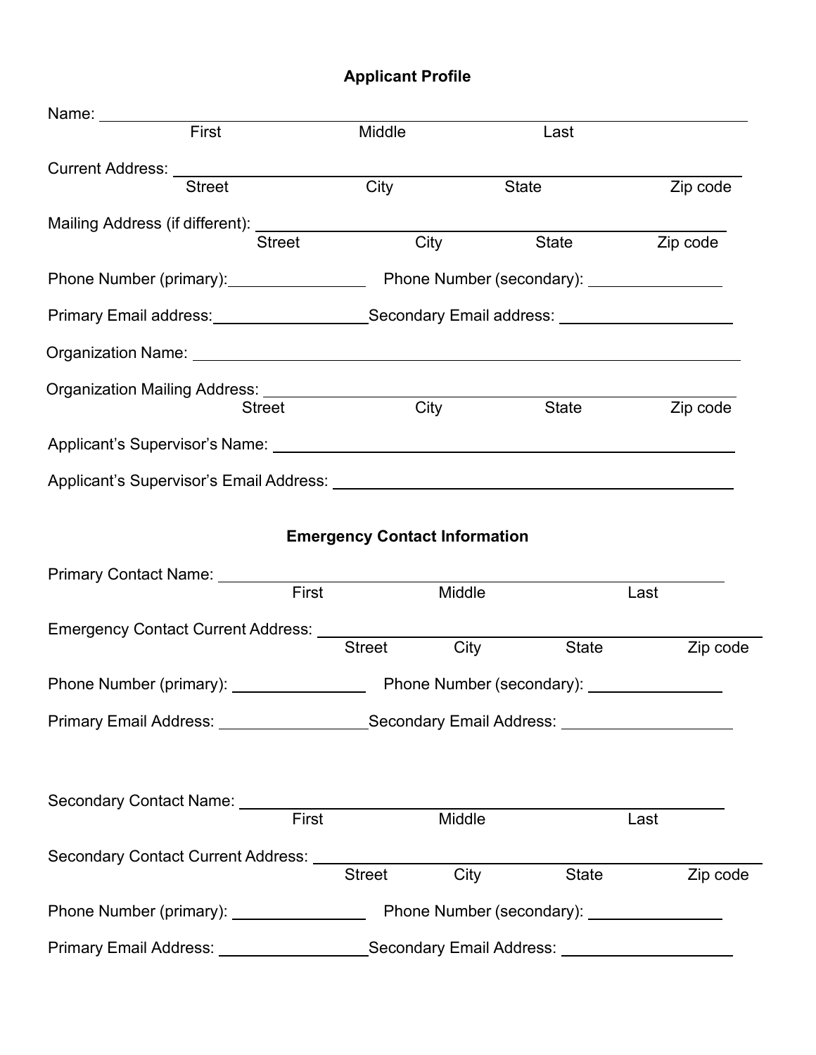## Applicant Profile

Name: \_\_\_\_\_\_\_\_\_\_\_\_\_\_\_\_\_\_\_\_\_\_\_\_\_\_\_\_\_\_\_\_\_\_\_\_\_\_\_\_\_\_\_\_\_\_\_\_\_\_\_\_\_\_\_\_\_\_\_\_
First Middle Last

Current Address: \_\_\_\_\_\_\_\_\_\_\_\_\_\_\_\_\_\_\_\_\_\_\_\_\_\_\_\_\_\_\_\_\_\_\_\_\_\_\_\_\_\_\_\_\_\_\_\_\_\_\_\_\_\_\_\_
Street City State Zip code

Mailing Address (if different): \_\_\_\_\_\_\_\_\_\_\_\_\_\_\_\_\_\_\_\_\_\_\_\_\_\_\_\_\_\_\_\_\_\_\_\_\_\_\_\_\_\_\_\_\_\_\_\_
Street City State Zip code

Phone Number (primary):\_\_\_\_\_\_\_\_\_\_\_\_\_\_\_\_ Phone Number (secondary): \_\_\_\_\_\_\_\_\_\_\_\_\_\_\_\_

Primary Email address:\_\_\_\_\_\_\_\_\_\_\_\_\_\_\_\_\_\_Secondary Email address: \_\_\_\_\_\_\_\_\_\_\_\_\_\_\_\_\_\_\_\_

Organization Name: \_\_\_\_\_\_\_\_\_\_\_\_\_\_\_\_\_\_\_\_\_\_\_\_\_\_\_\_\_\_\_\_\_\_\_\_\_\_\_\_\_\_\_\_\_\_\_\_\_\_\_\_\_\_\_\_

Organization Mailing Address: \_\_\_\_\_\_\_\_\_\_\_\_\_\_\_\_\_\_\_\_\_\_\_\_\_\_\_\_\_\_\_\_\_\_\_\_\_\_\_\_\_\_\_\_\_\_\_\_\_\_
Street City State Zip code

Applicant's Supervisor's Name: \_\_\_\_\_\_\_\_\_\_\_\_\_\_\_\_\_\_\_\_\_\_\_\_\_\_\_\_\_\_\_\_\_\_\_\_\_\_\_\_\_\_\_\_\_\_\_\_\_\_

Applicant's Supervisor's Email Address: \_\_\_\_\_\_\_\_\_\_\_\_\_\_\_\_\_\_\_\_\_\_\_\_\_\_\_\_\_\_\_\_\_\_\_\_\_\_\_\_\_\_\_\_

## Emergency Contact Information

Primary Contact Name: \_\_\_\_\_\_\_\_\_\_\_\_\_\_\_\_\_\_\_\_\_\_\_\_\_\_\_\_\_\_\_\_\_\_\_\_\_\_\_\_\_\_\_\_\_\_\_\_\_\_\_\_\_\_
First Middle Last

Emergency Contact Current Address: \_\_\_\_\_\_\_\_\_\_\_\_\_\_\_\_\_\_\_\_\_\_\_\_\_\_\_\_\_\_\_\_\_\_\_\_\_\_\_\_\_\_\_\_\_\_\_\_
Street City State Zip code

Phone Number (primary): \_\_\_\_\_\_\_\_\_\_\_\_\_\_\_\_ Phone Number (secondary): \_\_\_\_\_\_\_\_\_\_\_\_\_\_\_\_

Primary Email Address: \_\_\_\_\_\_\_\_\_\_\_\_\_\_\_\_\_\_Secondary Email Address: \_\_\_\_\_\_\_\_\_\_\_\_\_\_\_\_\_\_\_\_

Secondary Contact Name: \_\_\_\_\_\_\_\_\_\_\_\_\_\_\_\_\_\_\_\_\_\_\_\_\_\_\_\_\_\_\_\_\_\_\_\_\_\_\_\_\_\_\_\_\_\_\_\_\_\_\_\_
First Middle Last

Secondary Contact Current Address: \_\_\_\_\_\_\_\_\_\_\_\_\_\_\_\_\_\_\_\_\_\_\_\_\_\_\_\_\_\_\_\_\_\_\_\_\_\_\_\_\_\_\_\_\_\_\_\_
Street City State Zip code

Phone Number (primary): \_\_\_\_\_\_\_\_\_\_\_\_\_\_\_\_ Phone Number (secondary): \_\_\_\_\_\_\_\_\_\_\_\_\_\_\_\_

Primary Email Address: \_\_\_\_\_\_\_\_\_\_\_\_\_\_\_\_\_\_Secondary Email Address: \_\_\_\_\_\_\_\_\_\_\_\_\_\_\_\_\_\_\_\_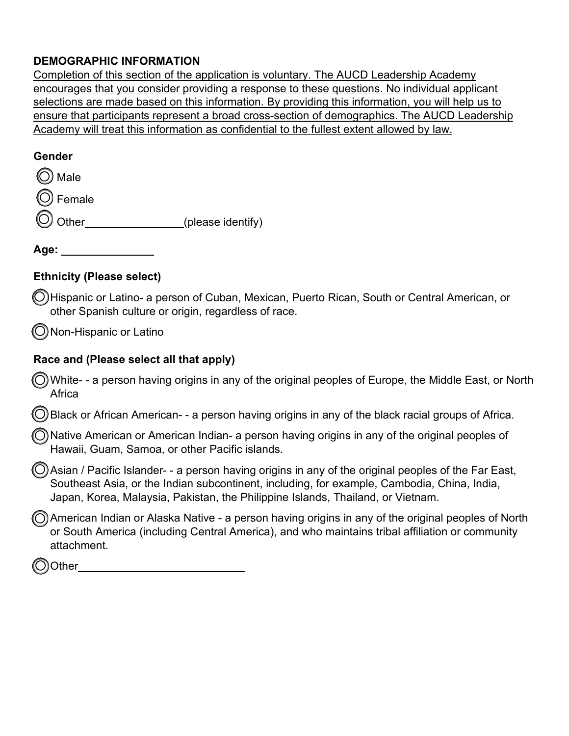**DEMOGRAPHIC INFORMATION**

Completion of this section of the application is voluntary. The AUCD Leadership Academy encourages that you consider providing a response to these questions. No individual applicant selections are made based on this information. By providing this information, you will help us to ensure that participants represent a broad cross-section of demographics. The AUCD Leadership Academy will treat this information as confidential to the fullest extent allowed by law.

**Gender**

- ◯ Male
- ◯ Female
- ◯ Other_______________(please identify)

**Age:** _______________

**Ethnicity (Please select)**

- ◯ Hispanic or Latino- a person of Cuban, Mexican, Puerto Rican, South or Central American, or other Spanish culture or origin, regardless of race.
- ◯ Non-Hispanic or Latino

**Race and (Please select all that apply)**

- ◯ White- - a person having origins in any of the original peoples of Europe, the Middle East, or North Africa
- ◯ Black or African American- - a person having origins in any of the black racial groups of Africa.
- ◯ Native American or American Indian- a person having origins in any of the original peoples of Hawaii, Guam, Samoa, or other Pacific islands.
- ◯ Asian / Pacific Islander- - a person having origins in any of the original peoples of the Far East, Southeast Asia, or the Indian subcontinent, including, for example, Cambodia, China, India, Japan, Korea, Malaysia, Pakistan, the Philippine Islands, Thailand, or Vietnam.
- ◯ American Indian or Alaska Native - a person having origins in any of the original peoples of North or South America (including Central America), and who maintains tribal affiliation or community attachment.
- ◯ Other___________________________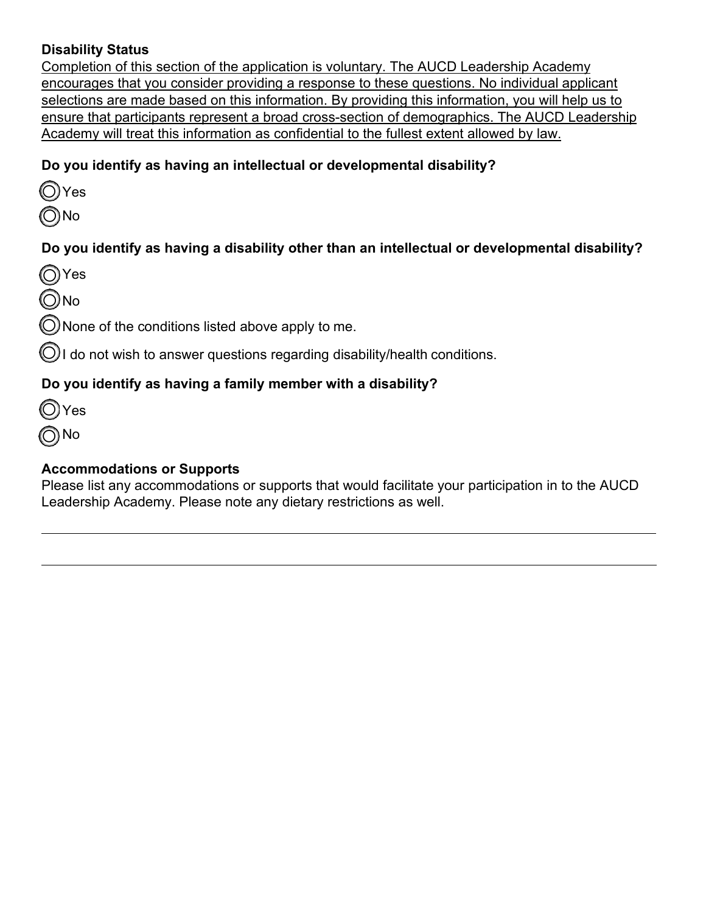**Disability Status**

Completion of this section of the application is voluntary. The AUCD Leadership Academy encourages that you consider providing a response to these questions. No individual applicant selections are made based on this information. By providing this information, you will help us to ensure that participants represent a broad cross-section of demographics. The AUCD Leadership Academy will treat this information as confidential to the fullest extent allowed by law.

**Do you identify as having an intellectual or developmental disability?**

- ◯ Yes
- ◯ No

**Do you identify as having a disability other than an intellectual or developmental disability?**

- ◯ Yes
- ◯ No
- ◯ None of the conditions listed above apply to me.
- ◯ I do not wish to answer questions regarding disability/health conditions.

**Do you identify as having a family member with a disability?**

- ◯ Yes
- ◯ No

**Accommodations or Supports**

Please list any accommodations or supports that would facilitate your participation in to the AUCD Leadership Academy. Please note any dietary restrictions as well.

______________________________________________________________________________

______________________________________________________________________________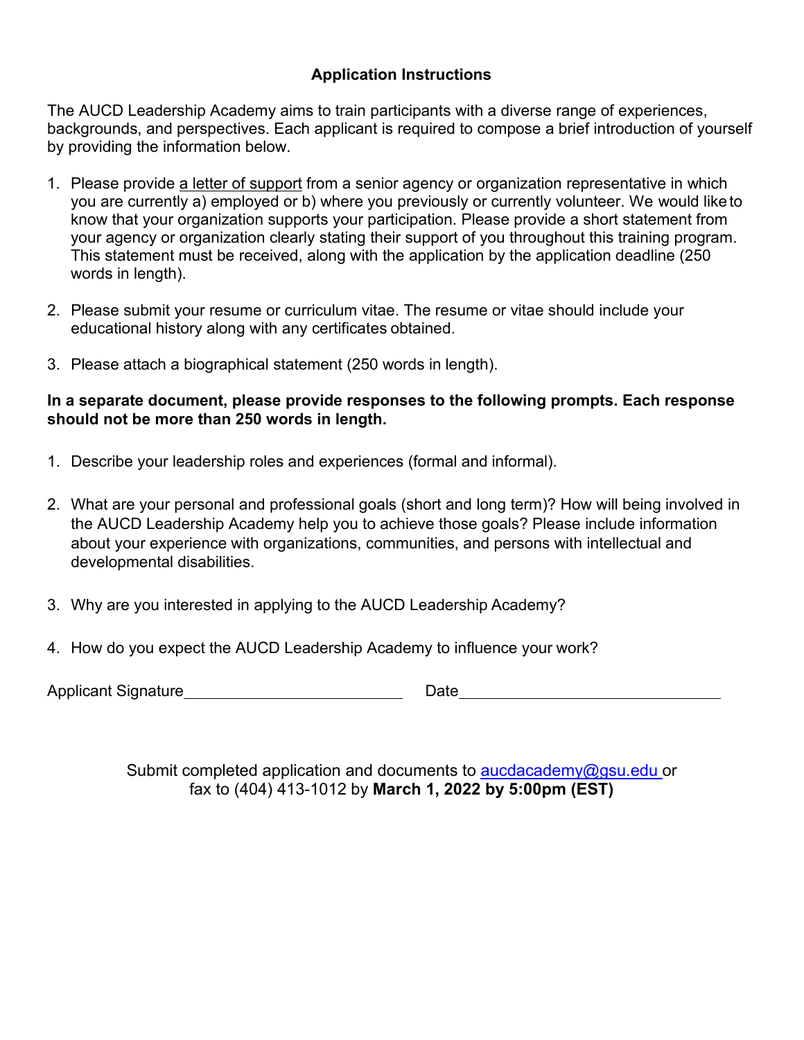## Application Instructions

The AUCD Leadership Academy aims to train participants with a diverse range of experiences, backgrounds, and perspectives. Each applicant is required to compose a brief introduction of yourself by providing the information below.

1. Please provide a letter of support from a senior agency or organization representative in which you are currently a) employed or b) where you previously or currently volunteer. We would like to know that your organization supports your participation. Please provide a short statement from your agency or organization clearly stating their support of you throughout this training program. This statement must be received, along with the application by the application deadline (250 words in length).

2. Please submit your resume or curriculum vitae. The resume or vitae should include your educational history along with any certificates obtained.

3. Please attach a biographical statement (250 words in length).

**In a separate document, please provide responses to the following prompts. Each response should not be more than 250 words in length.**

1. Describe your leadership roles and experiences (formal and informal).

2. What are your personal and professional goals (short and long term)? How will being involved in the AUCD Leadership Academy help you to achieve those goals? Please include information about your experience with organizations, communities, and persons with intellectual and developmental disabilities.

3. Why are you interested in applying to the AUCD Leadership Academy?

4. How do you expect the AUCD Leadership Academy to influence your work?

Applicant Signature________________________ Date____________________________

Submit completed application and documents to aucdacademy@gsu.edu or fax to (404) 413-1012 by **March 1, 2022 by 5:00pm (EST)**